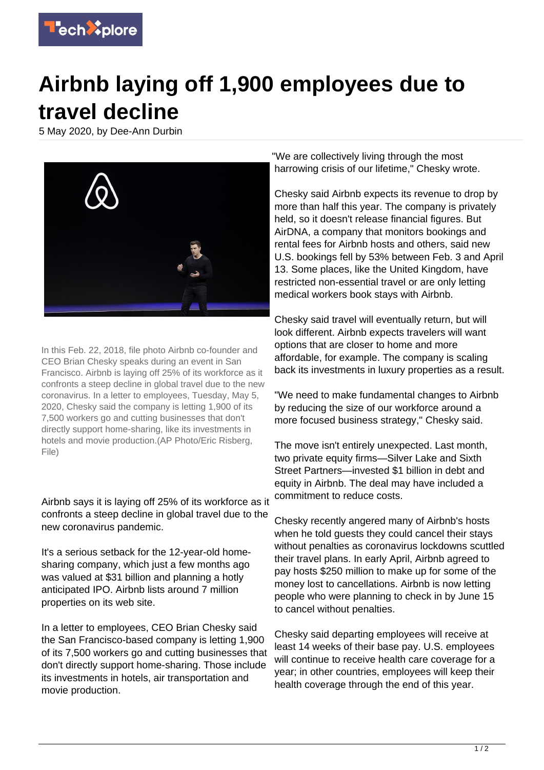# Airbnb laying off 1,900 employees due to travel decline

5 May 2020, by Dee-Ann Durbin

In this Feb. 22, 2018, file photo Airbnb co-founder and CEO Brian Chesky speaks during an event in San Francisco. Airbnb is laying off 25% of its workforce as it confronts a steep decline in global travel due to the new coronavirus. In a letter to employees, Tuesday, May 5, 2020, Chesky said the company is letting 1,900 of its 7,500 workers go and cutting businesses that don't directly support home-sharing, like its investments in hotels and movie production.(AP Photo/Eric Risberg, File)

Airbnb says it is laying off 25% of its workforce as it confronts a steep decline in global travel due to the new coronavirus pandemic.

It's a serious setback for the 12-year-old home-sharing company, which just a few months ago was valued at $31 billion and planning a hotly anticipated IPO. Airbnb lists around 7 million properties on its web site.

In a letter to employees, CEO Brian Chesky said the San Francisco-based company is letting 1,900 of its 7,500 workers go and cutting businesses that don't directly support home-sharing. Those include its investments in hotels, air transportation and movie production.

"We are collectively living through the most harrowing crisis of our lifetime," Chesky wrote.

Chesky said Airbnb expects its revenue to drop by more than half this year. The company is privately held, so it doesn't release financial figures. But AirDNA, a company that monitors bookings and rental fees for Airbnb hosts and others, said new U.S. bookings fell by 53% between Feb. 3 and April 13. Some places, like the United Kingdom, have restricted non-essential travel or are only letting medical workers book stays with Airbnb.

Chesky said travel will eventually return, but will look different. Airbnb expects travelers will want options that are closer to home and more affordable, for example. The company is scaling back its investments in luxury properties as a result.

"We need to make fundamental changes to Airbnb by reducing the size of our workforce around a more focused business strategy," Chesky said.

The move isn't entirely unexpected. Last month, two private equity firms—Silver Lake and Sixth Street Partners—invested $1 billion in debt and equity in Airbnb. The deal may have included a commitment to reduce costs.

Chesky recently angered many of Airbnb's hosts when he told guests they could cancel their stays without penalties as coronavirus lockdowns scuttled their travel plans. In early April, Airbnb agreed to pay hosts $250 million to make up for some of the money lost to cancellations. Airbnb is now letting people who were planning to check in by June 15 to cancel without penalties.

Chesky said departing employees will receive at least 14 weeks of their base pay. U.S. employees will continue to receive health care coverage for a year; in other countries, employees will keep their health coverage through the end of this year.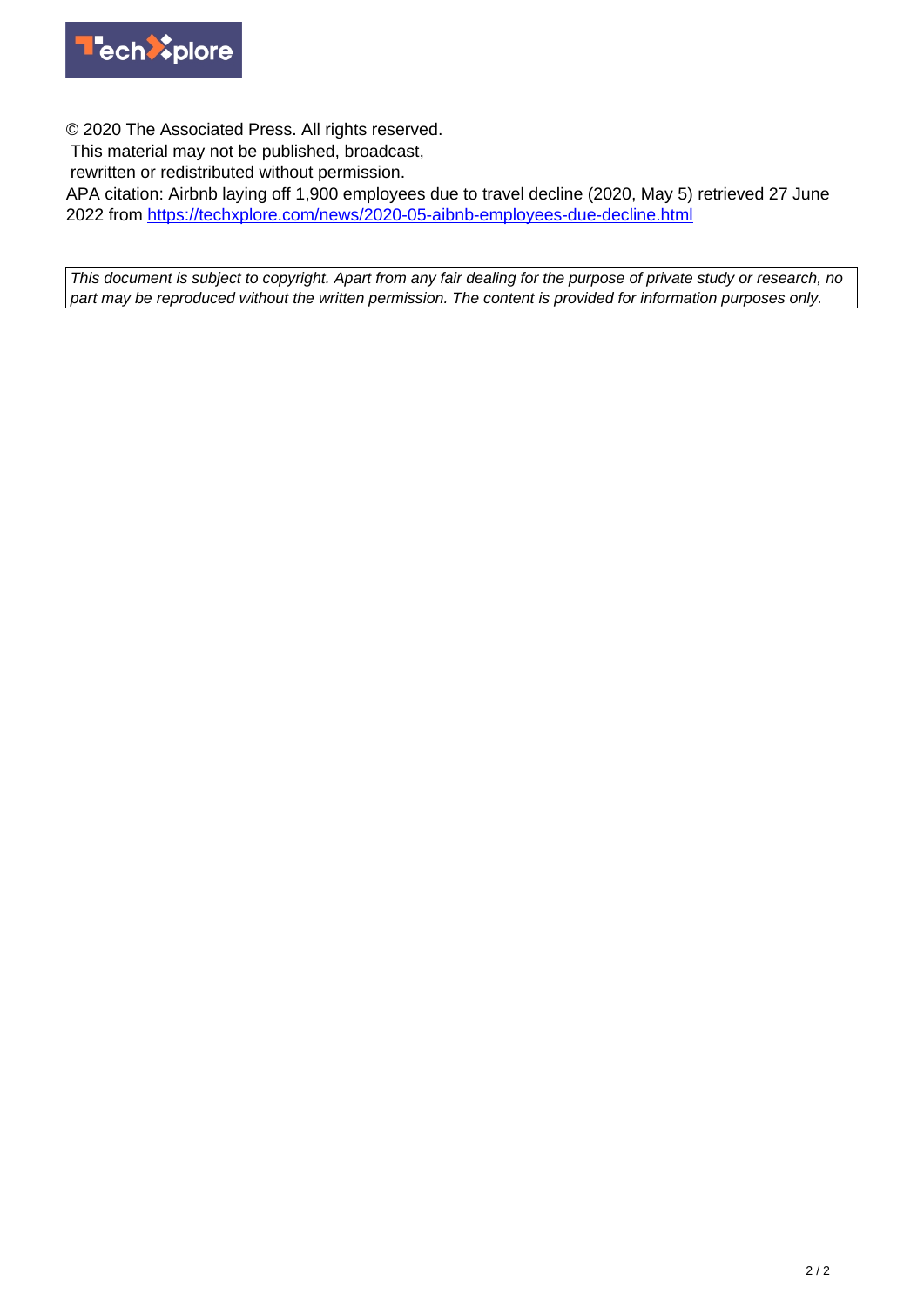© 2020 The Associated Press. All rights reserved.
This material may not be published, broadcast,
rewritten or redistributed without permission.

APA citation: Airbnb laying off 1,900 employees due to travel decline (2020, May 5) retrieved 27 June 2022 from https://techxplore.com/news/2020-05-aibnb-employees-due-decline.html

*This document is subject to copyright. Apart from any fair dealing for the purpose of private study or research, no part may be reproduced without the written permission. The content is provided for information purposes only.*